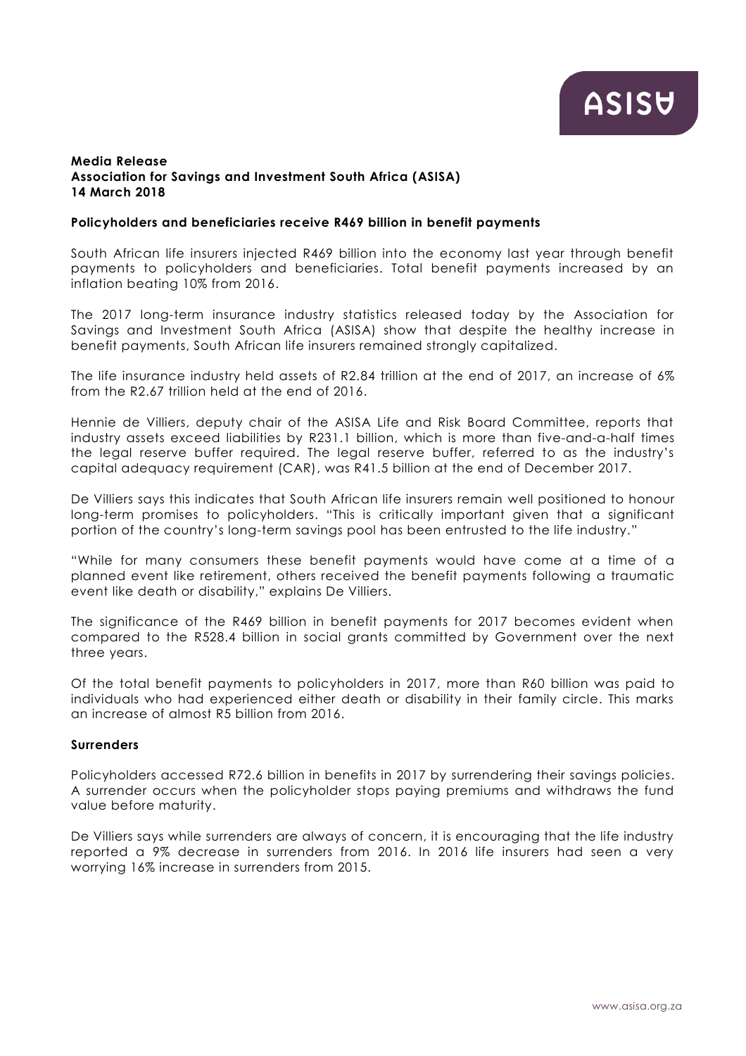**Media Release**
**Association for Savings and Investment South Africa (ASISA)**
**14 March 2018**

**Policyholders and beneficiaries receive R469 billion in benefit payments**

South African life insurers injected R469 billion into the economy last year through benefit payments to policyholders and beneficiaries. Total benefit payments increased by an inflation beating 10% from 2016.

The 2017 long-term insurance industry statistics released today by the Association for Savings and Investment South Africa (ASISA) show that despite the healthy increase in benefit payments, South African life insurers remained strongly capitalized.

The life insurance industry held assets of R2.84 trillion at the end of 2017, an increase of 6% from the R2.67 trillion held at the end of 2016.

Hennie de Villiers, deputy chair of the ASISA Life and Risk Board Committee, reports that industry assets exceed liabilities by R231.1 billion, which is more than five-and-a-half times the legal reserve buffer required. The legal reserve buffer, referred to as the industry's capital adequacy requirement (CAR), was R41.5 billion at the end of December 2017.

De Villiers says this indicates that South African life insurers remain well positioned to honour long-term promises to policyholders. "This is critically important given that a significant portion of the country's long-term savings pool has been entrusted to the life industry."

"While for many consumers these benefit payments would have come at a time of a planned event like retirement, others received the benefit payments following a traumatic event like death or disability," explains De Villiers.

The significance of the R469 billion in benefit payments for 2017 becomes evident when compared to the R528.4 billion in social grants committed by Government over the next three years.

Of the total benefit payments to policyholders in 2017, more than R60 billion was paid to individuals who had experienced either death or disability in their family circle. This marks an increase of almost R5 billion from 2016.

**Surrenders**

Policyholders accessed R72.6 billion in benefits in 2017 by surrendering their savings policies. A surrender occurs when the policyholder stops paying premiums and withdraws the fund value before maturity.

De Villiers says while surrenders are always of concern, it is encouraging that the life industry reported a 9% decrease in surrenders from 2016. In 2016 life insurers had seen a very worrying 16% increase in surrenders from 2015.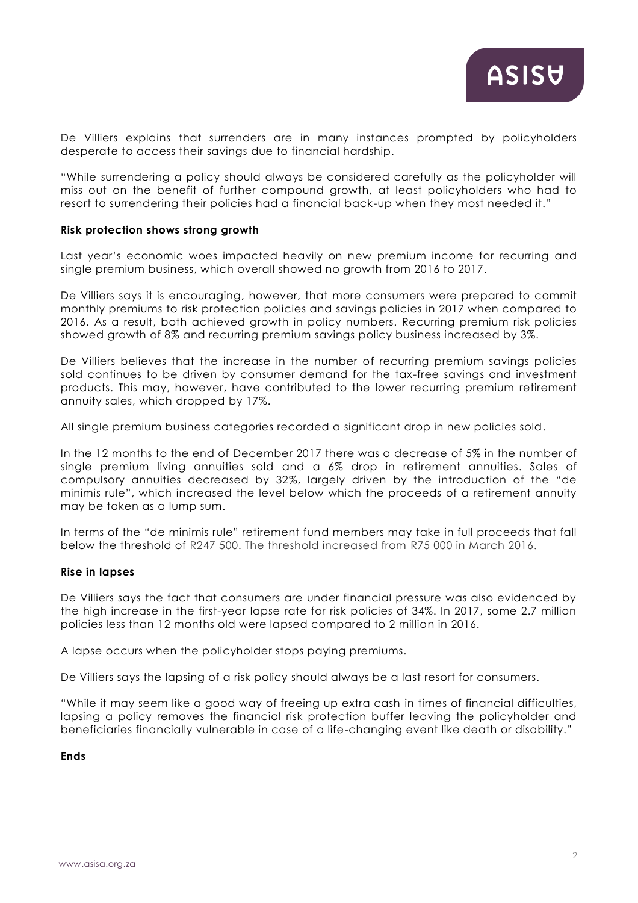De Villiers explains that surrenders are in many instances prompted by policyholders desperate to access their savings due to financial hardship.

"While surrendering a policy should always be considered carefully as the policyholder will miss out on the benefit of further compound growth, at least policyholders who had to resort to surrendering their policies had a financial back-up when they most needed it."

**Risk protection shows strong growth**

Last year's economic woes impacted heavily on new premium income for recurring and single premium business, which overall showed no growth from 2016 to 2017.

De Villiers says it is encouraging, however, that more consumers were prepared to commit monthly premiums to risk protection policies and savings policies in 2017 when compared to 2016. As a result, both achieved growth in policy numbers. Recurring premium risk policies showed growth of 8% and recurring premium savings policy business increased by 3%.

De Villiers believes that the increase in the number of recurring premium savings policies sold continues to be driven by consumer demand for the tax-free savings and investment products. This may, however, have contributed to the lower recurring premium retirement annuity sales, which dropped by 17%.

All single premium business categories recorded a significant drop in new policies sold.

In the 12 months to the end of December 2017 there was a decrease of 5% in the number of single premium living annuities sold and a 6% drop in retirement annuities. Sales of compulsory annuities decreased by 32%, largely driven by the introduction of the "de minimis rule", which increased the level below which the proceeds of a retirement annuity may be taken as a lump sum.

In terms of the "de minimis rule" retirement fund members may take in full proceeds that fall below the threshold of R247 500. The threshold increased from R75 000 in March 2016.

**Rise in lapses**

De Villiers says the fact that consumers are under financial pressure was also evidenced by the high increase in the first-year lapse rate for risk policies of 34%. In 2017, some 2.7 million policies less than 12 months old were lapsed compared to 2 million in 2016.

A lapse occurs when the policyholder stops paying premiums.

De Villiers says the lapsing of a risk policy should always be a last resort for consumers.

"While it may seem like a good way of freeing up extra cash in times of financial difficulties, lapsing a policy removes the financial risk protection buffer leaving the policyholder and beneficiaries financially vulnerable in case of a life-changing event like death or disability."

**Ends**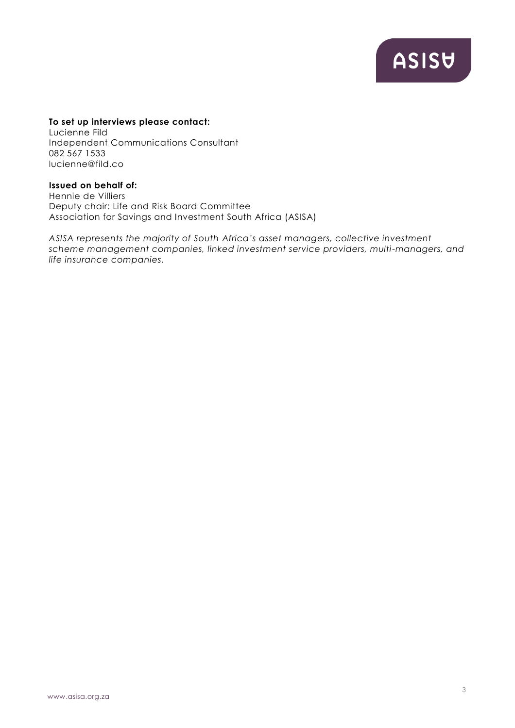**To set up interviews please contact:**
Lucienne Fild
Independent Communications Consultant
082 567 1533
lucienne@fild.co

**Issued on behalf of:**
Hennie de Villiers
Deputy chair: Life and Risk Board Committee
Association for Savings and Investment South Africa (ASISA)

*ASISA represents the majority of South Africa's asset managers, collective investment scheme management companies, linked investment service providers, multi-managers, and life insurance companies.*